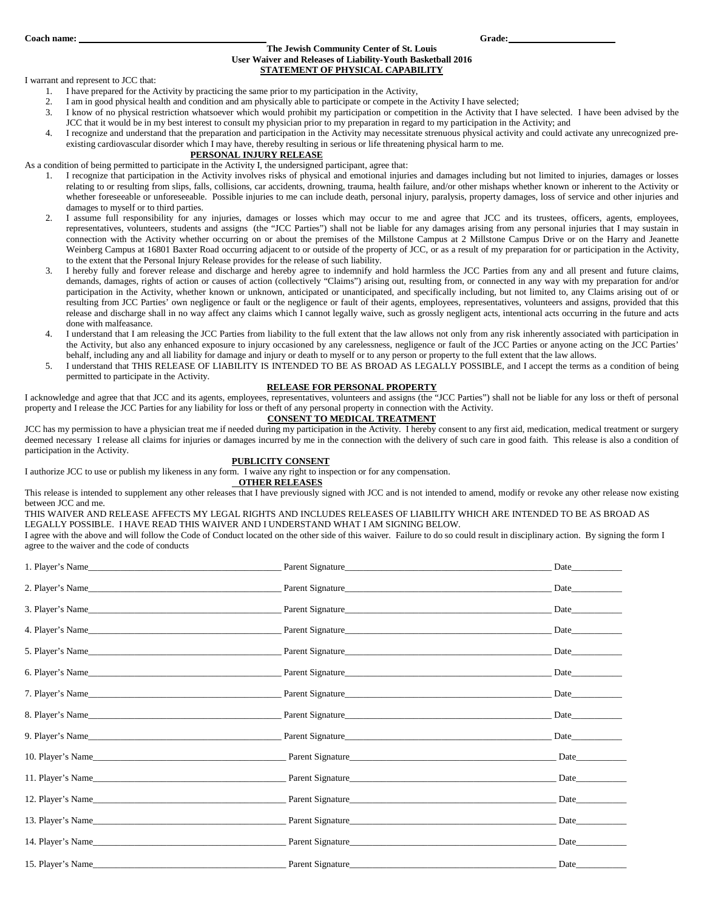**Coach name:** ______________________________ **Grade:** ____________________

**The Jewish Community Center of St. Louis**
**User Waiver and Releases of Liability-Youth Basketball 2016**

## STATEMENT OF PHYSICAL CAPABILITY

I warrant and represent to JCC that:

1. I have prepared for the Activity by practicing the same prior to my participation in the Activity,
2. I am in good physical health and condition and am physically able to participate or compete in the Activity I have selected;
3. I know of no physical restriction whatsoever which would prohibit my participation or competition in the Activity that I have selected. I have been advised by the JCC that it would be in my best interest to consult my physician prior to my preparation in regard to my participation in the Activity; and
4. I recognize and understand that the preparation and participation in the Activity may necessitate strenuous physical activity and could activate any unrecognized pre-existing cardiovascular disorder which I may have, thereby resulting in serious or life threatening physical harm to me.

## PERSONAL INJURY RELEASE

As a condition of being permitted to participate in the Activity I, the undersigned participant, agree that:

1. I recognize that participation in the Activity involves risks of physical and emotional injuries and damages including but not limited to injuries, damages or losses relating to or resulting from slips, falls, collisions, car accidents, drowning, trauma, health failure, and/or other mishaps whether known or inherent to the Activity or whether foreseeable or unforeseeable. Possible injuries to me can include death, personal injury, paralysis, property damages, loss of service and other injuries and damages to myself or to third parties.
2. I assume full responsibility for any injuries, damages or losses which may occur to me and agree that JCC and its trustees, officers, agents, employees, representatives, volunteers, students and assigns (the "JCC Parties") shall not be liable for any damages arising from any personal injuries that I may sustain in connection with the Activity whether occurring on or about the premises of the Millstone Campus at 2 Millstone Campus Drive or on the Harry and Jeanette Weinberg Campus at 16801 Baxter Road occurring adjacent to or outside of the property of JCC, or as a result of my preparation for or participation in the Activity, to the extent that the Personal Injury Release provides for the release of such liability.
3. I hereby fully and forever release and discharge and hereby agree to indemnify and hold harmless the JCC Parties from any and all present and future claims, demands, damages, rights of action or causes of action (collectively "Claims") arising out, resulting from, or connected in any way with my preparation for and/or participation in the Activity, whether known or unknown, anticipated or unanticipated, and specifically including, but not limited to, any Claims arising out of or resulting from JCC Parties' own negligence or fault or the negligence or fault of their agents, employees, representatives, volunteers and assigns, provided that this release and discharge shall in no way affect any claims which I cannot legally waive, such as grossly negligent acts, intentional acts occurring in the future and acts done with malfeasance.
4. I understand that I am releasing the JCC Parties from liability to the full extent that the law allows not only from any risk inherently associated with participation in the Activity, but also any enhanced exposure to injury occasioned by any carelessness, negligence or fault of the JCC Parties or anyone acting on the JCC Parties' behalf, including any and all liability for damage and injury or death to myself or to any person or property to the full extent that the law allows.
5. I understand that THIS RELEASE OF LIABILITY IS INTENDED TO BE AS BROAD AS LEGALLY POSSIBLE, and I accept the terms as a condition of being permitted to participate in the Activity.

## RELEASE FOR PERSONAL PROPERTY

I acknowledge and agree that that JCC and its agents, employees, representatives, volunteers and assigns (the "JCC Parties") shall not be liable for any loss or theft of personal property and I release the JCC Parties for any liability for loss or theft of any personal property in connection with the Activity.

## CONSENT TO MEDICAL TREATMENT

JCC has my permission to have a physician treat me if needed during my participation in the Activity. I hereby consent to any first aid, medication, medical treatment or surgery deemed necessary I release all claims for injuries or damages incurred by me in the connection with the delivery of such care in good faith. This release is also a condition of participation in the Activity.

## PUBLICITY CONSENT

I authorize JCC to use or publish my likeness in any form. I waive any right to inspection or for any compensation.

## OTHER RELEASES

This release is intended to supplement any other releases that I have previously signed with JCC and is not intended to amend, modify or revoke any other release now existing between JCC and me.

THIS WAIVER AND RELEASE AFFECTS MY LEGAL RIGHTS AND INCLUDES RELEASES OF LIABILITY WHICH ARE INTENDED TO BE AS BROAD AS LEGALLY POSSIBLE. I HAVE READ THIS WAIVER AND I UNDERSTAND WHAT I AM SIGNING BELOW.

I agree with the above and will follow the Code of Conduct located on the other side of this waiver. Failure to do so could result in disciplinary action. By signing the form I agree to the waiver and the code of conducts

1. Player's Name______________________________ Parent Signature______________________________ Date__________

2. Player's Name______________________________ Parent Signature______________________________ Date__________

3. Player's Name______________________________ Parent Signature______________________________ Date__________

4. Player's Name______________________________ Parent Signature______________________________ Date__________

5. Player's Name______________________________ Parent Signature______________________________ Date__________

6. Player's Name______________________________ Parent Signature______________________________ Date__________

7. Player's Name______________________________ Parent Signature______________________________ Date__________

8. Player's Name______________________________ Parent Signature______________________________ Date__________

9. Player's Name______________________________ Parent Signature______________________________ Date__________

10. Player's Name______________________________ Parent Signature______________________________ Date__________

11. Player's Name______________________________ Parent Signature______________________________ Date__________

12. Player's Name______________________________ Parent Signature______________________________ Date__________

13. Player's Name______________________________ Parent Signature______________________________ Date__________

14. Player's Name______________________________ Parent Signature______________________________ Date__________

15. Player's Name______________________________ Parent Signature______________________________ Date__________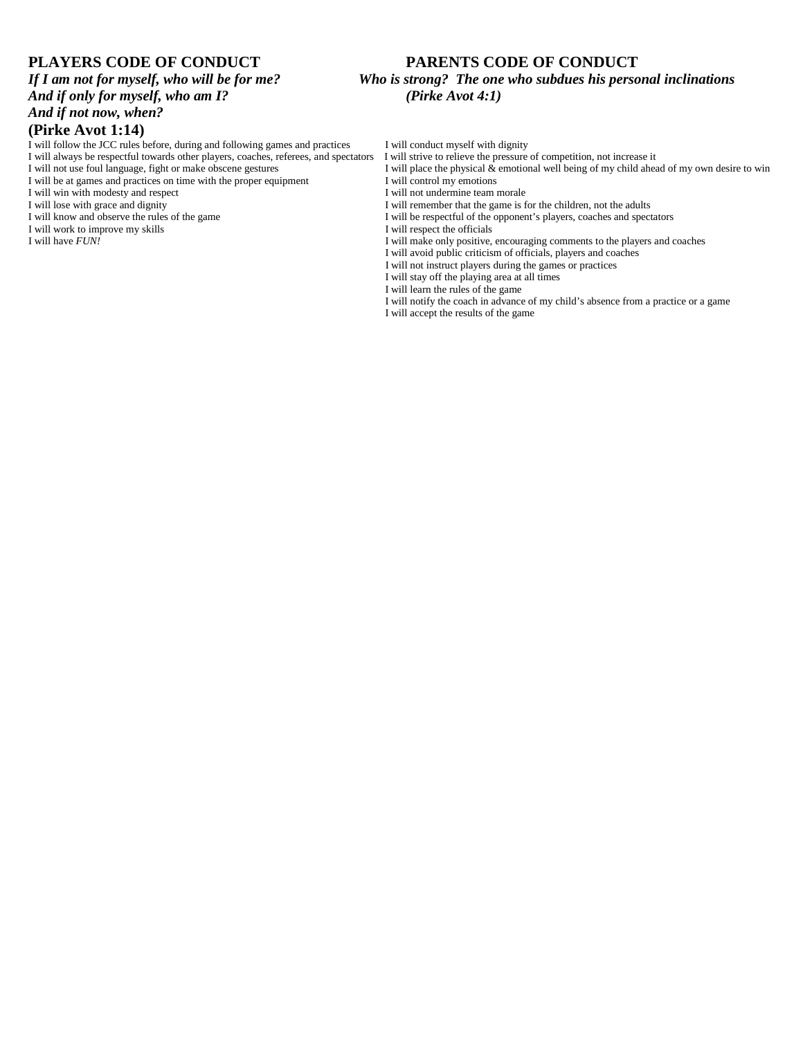## PLAYERS CODE OF CONDUCT

***If I am not for myself, who will be for me?***
***And if only for myself, who am I?***
***And if not now, when?***
**(Pirke Avot 1:14)**

I will follow the JCC rules before, during and following games and practices
I will always be respectful towards other players, coaches, referees, and spectators
I will not use foul language, fight or make obscene gestures
I will be at games and practices on time with the proper equipment
I will win with modesty and respect
I will lose with grace and dignity
I will know and observe the rules of the game
I will work to improve my skills
I will have *FUN!*

## PARENTS CODE OF CONDUCT

***Who is strong? The one who subdues his personal inclinations***
***(Pirke Avot 4:1)***

I will conduct myself with dignity
I will strive to relieve the pressure of competition, not increase it
I will place the physical & emotional well being of my child ahead of my own desire to win
I will control my emotions
I will not undermine team morale
I will remember that the game is for the children, not the adults
I will be respectful of the opponent's players, coaches and spectators
I will respect the officials
I will make only positive, encouraging comments to the players and coaches
I will avoid public criticism of officials, players and coaches
I will not instruct players during the games or practices
I will stay off the playing area at all times
I will learn the rules of the game
I will notify the coach in advance of my child's absence from a practice or a game
I will accept the results of the game